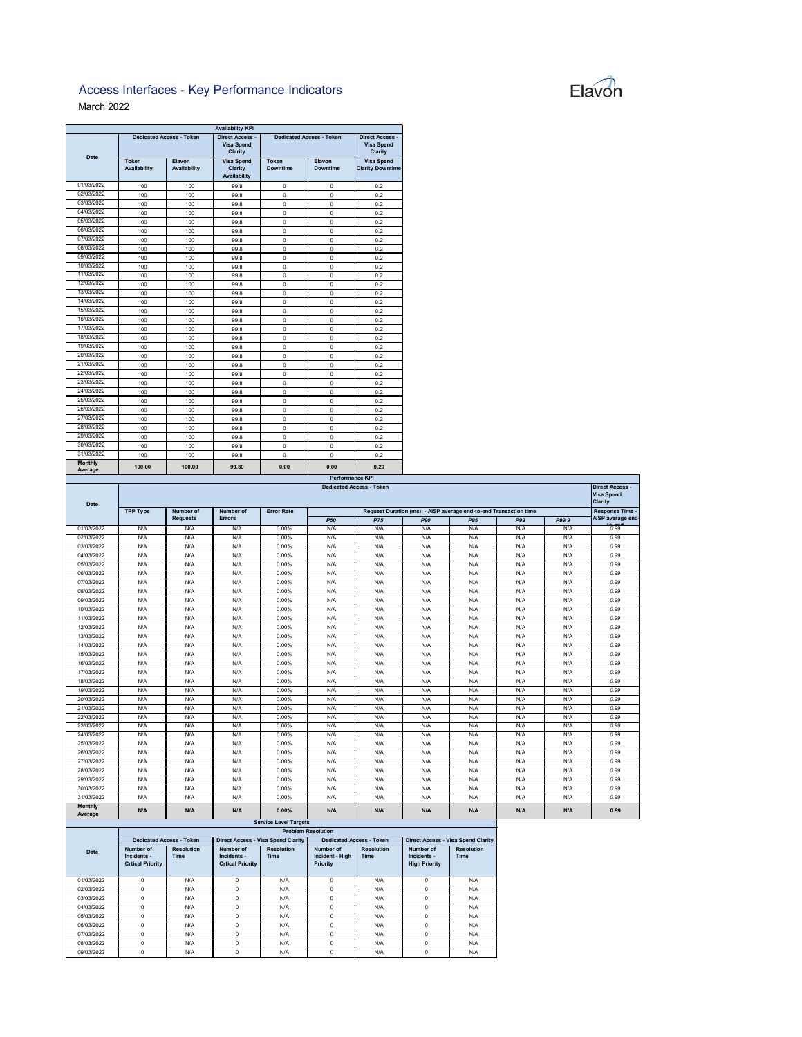# Access Interfaces - Key Performance Indicators

March 2022

Elavon

| Availability KPI | | | | | | |
|---|---|---|---|---|---|---|
| Date | Dedicated Access - Token | | Direct Access - Visa Spend Clarity | Dedicated Access - Token | | Direct Access - Visa Spend Clarity |
| | Token Availability | Elavon Availability | Visa Spend Clarity Availability | Token Downtime | Elavon Downtime | Visa Spend Clarity Downtime |
| 01/03/2022 | 100 | 100 | 99.8 | 0 | 0 | 0.2 |
| 02/03/2022 | 100 | 100 | 99.8 | 0 | 0 | 0.2 |
| 03/03/2022 | 100 | 100 | 99.8 | 0 | 0 | 0.2 |
| 04/03/2022 | 100 | 100 | 99.8 | 0 | 0 | 0.2 |
| 05/03/2022 | 100 | 100 | 99.8 | 0 | 0 | 0.2 |
| 06/03/2022 | 100 | 100 | 99.8 | 0 | 0 | 0.2 |
| 07/03/2022 | 100 | 100 | 99.8 | 0 | 0 | 0.2 |
| 08/03/2022 | 100 | 100 | 99.8 | 0 | 0 | 0.2 |
| 09/03/2022 | 100 | 100 | 99.8 | 0 | 0 | 0.2 |
| 10/03/2022 | 100 | 100 | 99.8 | 0 | 0 | 0.2 |
| 11/03/2022 | 100 | 100 | 99.8 | 0 | 0 | 0.2 |
| 12/03/2022 | 100 | 100 | 99.8 | 0 | 0 | 0.2 |
| 13/03/2022 | 100 | 100 | 99.8 | 0 | 0 | 0.2 |
| 14/03/2022 | 100 | 100 | 99.8 | 0 | 0 | 0.2 |
| 15/03/2022 | 100 | 100 | 99.8 | 0 | 0 | 0.2 |
| 16/03/2022 | 100 | 100 | 99.8 | 0 | 0 | 0.2 |
| 17/03/2022 | 100 | 100 | 99.8 | 0 | 0 | 0.2 |
| 18/03/2022 | 100 | 100 | 99.8 | 0 | 0 | 0.2 |
| 19/03/2022 | 100 | 100 | 99.8 | 0 | 0 | 0.2 |
| 20/03/2022 | 100 | 100 | 99.8 | 0 | 0 | 0.2 |
| 21/03/2022 | 100 | 100 | 99.8 | 0 | 0 | 0.2 |
| 22/03/2022 | 100 | 100 | 99.8 | 0 | 0 | 0.2 |
| 23/03/2022 | 100 | 100 | 99.8 | 0 | 0 | 0.2 |
| 24/03/2022 | 100 | 100 | 99.8 | 0 | 0 | 0.2 |
| 25/03/2022 | 100 | 100 | 99.8 | 0 | 0 | 0.2 |
| 26/03/2022 | 100 | 100 | 99.8 | 0 | 0 | 0.2 |
| 27/03/2022 | 100 | 100 | 99.8 | 0 | 0 | 0.2 |
| 28/03/2022 | 100 | 100 | 99.8 | 0 | 0 | 0.2 |
| 29/03/2022 | 100 | 100 | 99.8 | 0 | 0 | 0.2 |
| 30/03/2022 | 100 | 100 | 99.8 | 0 | 0 | 0.2 |
| 31/03/2022 | 100 | 100 | 99.8 | 0 | 0 | 0.2 |
| **Monthly Average** | **100.00** | **100.00** | **99.80** | **0.00** | **0.00** | **0.20** |

| Performance KPI | | | | | | | | | | | |
|---|---|---|---|---|---|---|---|---|---|---|---|
| Date | Dedicated Access - Token | | | | | | | | | | Direct Access - Visa Spend Clarity |
| | TPP Type | Number of Requests | Number of Errors | Error Rate | Request Duration (ms) - AISP average end-to-end Transaction time | | | | | | Response Time - AISP average end-to-end |
| | | | | | P50 | P75 | P90 | P95 | P99 | P99.9 | |
| 01/03/2022 | N/A | N/A | N/A | 0.00% | N/A | N/A | N/A | N/A | N/A | N/A | 0.99 |
| 02/03/2022 | N/A | N/A | N/A | 0.00% | N/A | N/A | N/A | N/A | N/A | N/A | 0.99 |
| 03/03/2022 | N/A | N/A | N/A | 0.00% | N/A | N/A | N/A | N/A | N/A | N/A | 0.99 |
| 04/03/2022 | N/A | N/A | N/A | 0.00% | N/A | N/A | N/A | N/A | N/A | N/A | 0.99 |
| 05/03/2022 | N/A | N/A | N/A | 0.00% | N/A | N/A | N/A | N/A | N/A | N/A | 0.99 |
| 06/03/2022 | N/A | N/A | N/A | 0.00% | N/A | N/A | N/A | N/A | N/A | N/A | 0.99 |
| 07/03/2022 | N/A | N/A | N/A | 0.00% | N/A | N/A | N/A | N/A | N/A | N/A | 0.99 |
| 08/03/2022 | N/A | N/A | N/A | 0.00% | N/A | N/A | N/A | N/A | N/A | N/A | 0.99 |
| 09/03/2022 | N/A | N/A | N/A | 0.00% | N/A | N/A | N/A | N/A | N/A | N/A | 0.99 |
| 10/03/2022 | N/A | N/A | N/A | 0.00% | N/A | N/A | N/A | N/A | N/A | N/A | 0.99 |
| 11/03/2022 | N/A | N/A | N/A | 0.00% | N/A | N/A | N/A | N/A | N/A | N/A | 0.99 |
| 12/03/2022 | N/A | N/A | N/A | 0.00% | N/A | N/A | N/A | N/A | N/A | N/A | 0.99 |
| 13/03/2022 | N/A | N/A | N/A | 0.00% | N/A | N/A | N/A | N/A | N/A | N/A | 0.99 |
| 14/03/2022 | N/A | N/A | N/A | 0.00% | N/A | N/A | N/A | N/A | N/A | N/A | 0.99 |
| 15/03/2022 | N/A | N/A | N/A | 0.00% | N/A | N/A | N/A | N/A | N/A | N/A | 0.99 |
| 16/03/2022 | N/A | N/A | N/A | 0.00% | N/A | N/A | N/A | N/A | N/A | N/A | 0.99 |
| 17/03/2022 | N/A | N/A | N/A | 0.00% | N/A | N/A | N/A | N/A | N/A | N/A | 0.99 |
| 18/03/2022 | N/A | N/A | N/A | 0.00% | N/A | N/A | N/A | N/A | N/A | N/A | 0.99 |
| 19/03/2022 | N/A | N/A | N/A | 0.00% | N/A | N/A | N/A | N/A | N/A | N/A | 0.99 |
| 20/03/2022 | N/A | N/A | N/A | 0.00% | N/A | N/A | N/A | N/A | N/A | N/A | 0.99 |
| 21/03/2022 | N/A | N/A | N/A | 0.00% | N/A | N/A | N/A | N/A | N/A | N/A | 0.99 |
| 22/03/2022 | N/A | N/A | N/A | 0.00% | N/A | N/A | N/A | N/A | N/A | N/A | 0.99 |
| 23/03/2022 | N/A | N/A | N/A | 0.00% | N/A | N/A | N/A | N/A | N/A | N/A | 0.99 |
| 24/03/2022 | N/A | N/A | N/A | 0.00% | N/A | N/A | N/A | N/A | N/A | N/A | 0.99 |
| 25/03/2022 | N/A | N/A | N/A | 0.00% | N/A | N/A | N/A | N/A | N/A | N/A | 0.99 |
| 26/03/2022 | N/A | N/A | N/A | 0.00% | N/A | N/A | N/A | N/A | N/A | N/A | 0.99 |
| 27/03/2022 | N/A | N/A | N/A | 0.00% | N/A | N/A | N/A | N/A | N/A | N/A | 0.99 |
| 28/03/2022 | N/A | N/A | N/A | 0.00% | N/A | N/A | N/A | N/A | N/A | N/A | 0.99 |
| 29/03/2022 | N/A | N/A | N/A | 0.00% | N/A | N/A | N/A | N/A | N/A | N/A | 0.99 |
| 30/03/2022 | N/A | N/A | N/A | 0.00% | N/A | N/A | N/A | N/A | N/A | N/A | 0.99 |
| 31/03/2022 | N/A | N/A | N/A | 0.00% | N/A | N/A | N/A | N/A | N/A | N/A | 0.99 |
| **Monthly Average** | **N/A** | **N/A** | **N/A** | **0.00%** | **N/A** | **N/A** | **N/A** | **N/A** | **N/A** | **N/A** | **0.99** |

| Service Level Targets | | | | | | | | |
|---|---|---|---|---|---|---|---|---|
| | Problem Resolution | | | | | | | |
| Date | Dedicated Access - Token | | Direct Access - Visa Spend Clarity | | Dedicated Access - Token | | Direct Access - Visa Spend Clarity | |
| | Number of Incidents - Crtical Priority | Resolution Time | Number of Incidents - Crtical Priority | Resolution Time | Number of Incident - High Priority | Resolution Time | Number of Incidents - High Priority | Resolution Time |
| 01/03/2022 | 0 | N/A | 0 | N/A | 0 | N/A | 0 | N/A |
| 02/03/2022 | 0 | N/A | 0 | N/A | 0 | N/A | 0 | N/A |
| 03/03/2022 | 0 | N/A | 0 | N/A | 0 | N/A | 0 | N/A |
| 04/03/2022 | 0 | N/A | 0 | N/A | 0 | N/A | 0 | N/A |
| 05/03/2022 | 0 | N/A | 0 | N/A | 0 | N/A | 0 | N/A |
| 06/03/2022 | 0 | N/A | 0 | N/A | 0 | N/A | 0 | N/A |
| 07/03/2022 | 0 | N/A | 0 | N/A | 0 | N/A | 0 | N/A |
| 08/03/2022 | 0 | N/A | 0 | N/A | 0 | N/A | 0 | N/A |
| 09/03/2022 | 0 | N/A | 0 | N/A | 0 | N/A | 0 | N/A |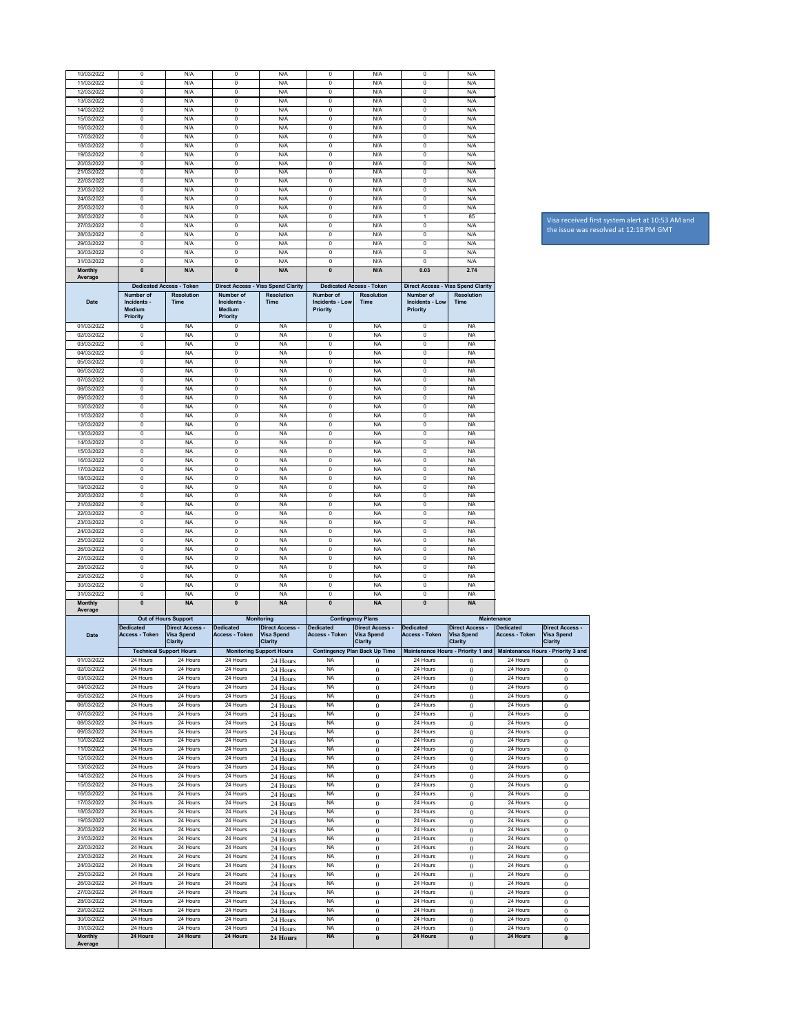| | | | | | | | | |
|---|---|---|---|---|---|---|---|---|
| 10/03/2022 | 0 | N/A | 0 | N/A | 0 | N/A | 0 | N/A |
| 11/03/2022 | 0 | N/A | 0 | N/A | 0 | N/A | 0 | N/A |
| 12/03/2022 | 0 | N/A | 0 | N/A | 0 | N/A | 0 | N/A |
| 13/03/2022 | 0 | N/A | 0 | N/A | 0 | N/A | 0 | N/A |
| 14/03/2022 | 0 | N/A | 0 | N/A | 0 | N/A | 0 | N/A |
| 15/03/2022 | 0 | N/A | 0 | N/A | 0 | N/A | 0 | N/A |
| 16/03/2022 | 0 | N/A | 0 | N/A | 0 | N/A | 0 | N/A |
| 17/03/2022 | 0 | N/A | 0 | N/A | 0 | N/A | 0 | N/A |
| 18/03/2022 | 0 | N/A | 0 | N/A | 0 | N/A | 0 | N/A |
| 19/03/2022 | 0 | N/A | 0 | N/A | 0 | N/A | 0 | N/A |
| 20/03/2022 | 0 | N/A | 0 | N/A | 0 | N/A | 0 | N/A |
| 21/03/2022 | 0 | N/A | 0 | N/A | 0 | N/A | 0 | N/A |
| 22/03/2022 | 0 | N/A | 0 | N/A | 0 | N/A | 0 | N/A |
| 23/03/2022 | 0 | N/A | 0 | N/A | 0 | N/A | 0 | N/A |
| 24/03/2022 | 0 | N/A | 0 | N/A | 0 | N/A | 0 | N/A |
| 25/03/2022 | 0 | N/A | 0 | N/A | 0 | N/A | 0 | N/A |
| 26/03/2022 | 0 | N/A | 0 | N/A | 0 | N/A | 1 | 85 |
| 27/03/2022 | 0 | N/A | 0 | N/A | 0 | N/A | 0 | N/A |
| 28/03/2022 | 0 | N/A | 0 | N/A | 0 | N/A | 0 | N/A |
| 29/03/2022 | 0 | N/A | 0 | N/A | 0 | N/A | 0 | N/A |
| 30/03/2022 | 0 | N/A | 0 | N/A | 0 | N/A | 0 | N/A |
| 31/03/2022 | 0 | N/A | 0 | N/A | 0 | N/A | 0 | N/A |
| **Monthly Average** | **0** | **N/A** | **0** | **N/A** | **0** | **N/A** | **0.03** | **2.74** |

Visa received first system alert at 10:53 AM and the issue was resolved at 12:18 PM GMT

| | Dedicated Access - Token | | Direct Access - Visa Spend Clarity | | Dedicated Access - Token | | Direct Access - Visa Spend Clarity | |
|---|---|---|---|---|---|---|---|---|
| **Date** | **Number of Incidents - Medium Priority** | **Resolution Time** | **Number of Incidents - Medium Priority** | **Resolution Time** | **Number of Incidents - Low Priority** | **Resolution Time** | **Number of Incidents - Low Priority** | **Resolution Time** |
| 01/03/2022 | 0 | NA | 0 | NA | 0 | NA | 0 | NA |
| 02/03/2022 | 0 | NA | 0 | NA | 0 | NA | 0 | NA |
| 03/03/2022 | 0 | NA | 0 | NA | 0 | NA | 0 | NA |
| 04/03/2022 | 0 | NA | 0 | NA | 0 | NA | 0 | NA |
| 05/03/2022 | 0 | NA | 0 | NA | 0 | NA | 0 | NA |
| 06/03/2022 | 0 | NA | 0 | NA | 0 | NA | 0 | NA |
| 07/03/2022 | 0 | NA | 0 | NA | 0 | NA | 0 | NA |
| 08/03/2022 | 0 | NA | 0 | NA | 0 | NA | 0 | NA |
| 09/03/2022 | 0 | NA | 0 | NA | 0 | NA | 0 | NA |
| 10/03/2022 | 0 | NA | 0 | NA | 0 | NA | 0 | NA |
| 11/03/2022 | 0 | NA | 0 | NA | 0 | NA | 0 | NA |
| 12/03/2022 | 0 | NA | 0 | NA | 0 | NA | 0 | NA |
| 13/03/2022 | 0 | NA | 0 | NA | 0 | NA | 0 | NA |
| 14/03/2022 | 0 | NA | 0 | NA | 0 | NA | 0 | NA |
| 15/03/2022 | 0 | NA | 0 | NA | 0 | NA | 0 | NA |
| 16/03/2022 | 0 | NA | 0 | NA | 0 | NA | 0 | NA |
| 17/03/2022 | 0 | NA | 0 | NA | 0 | NA | 0 | NA |
| 18/03/2022 | 0 | NA | 0 | NA | 0 | NA | 0 | NA |
| 19/03/2022 | 0 | NA | 0 | NA | 0 | NA | 0 | NA |
| 20/03/2022 | 0 | NA | 0 | NA | 0 | NA | 0 | NA |
| 21/03/2022 | 0 | NA | 0 | NA | 0 | NA | 0 | NA |
| 22/03/2022 | 0 | NA | 0 | NA | 0 | NA | 0 | NA |
| 23/03/2022 | 0 | NA | 0 | NA | 0 | NA | 0 | NA |
| 24/03/2022 | 0 | NA | 0 | NA | 0 | NA | 0 | NA |
| 25/03/2022 | 0 | NA | 0 | NA | 0 | NA | 0 | NA |
| 26/03/2022 | 0 | NA | 0 | NA | 0 | NA | 0 | NA |
| 27/03/2022 | 0 | NA | 0 | NA | 0 | NA | 0 | NA |
| 28/03/2022 | 0 | NA | 0 | NA | 0 | NA | 0 | NA |
| 29/03/2022 | 0 | NA | 0 | NA | 0 | NA | 0 | NA |
| 30/03/2022 | 0 | NA | 0 | NA | 0 | NA | 0 | NA |
| 31/03/2022 | 0 | NA | 0 | NA | 0 | NA | 0 | NA |
| **Monthly Average** | **0** | **NA** | **0** | **NA** | **0** | **NA** | **0** | **NA** |

| | Out of Hours Support | | Monitoring | | Contingency Plans | | Maintenance | | | |
|---|---|---|---|---|---|---|---|---|---|---|
| **Date** | **Dedicated Access - Token** | **Direct Access - Visa Spend Clarity** | **Dedicated Access - Token** | **Direct Access - Visa Spend Clarity** | **Dedicated Access - Token** | **Direct Access - Visa Spend Clarity** | **Dedicated Access - Token** | **Direct Access - Visa Spend Clarity** | **Dedicated Access - Token** | **Direct Access - Visa Spend Clarity** |
| | **Technical Support Hours** | | **Monitoring Support Hours** | | **Contingency Plan Back Up Time** | | **Maintenance Hours - Priority 1 and** | | **Maintenance Hours - Priority 3 and** | |
| 01/03/2022 | 24 Hours | 24 Hours | 24 Hours | 24 Hours | NA | 0 | 24 Hours | 0 | 24 Hours | 0 |
| 02/03/2022 | 24 Hours | 24 Hours | 24 Hours | 24 Hours | NA | 0 | 24 Hours | 0 | 24 Hours | 0 |
| 03/03/2022 | 24 Hours | 24 Hours | 24 Hours | 24 Hours | NA | 0 | 24 Hours | 0 | 24 Hours | 0 |
| 04/03/2022 | 24 Hours | 24 Hours | 24 Hours | 24 Hours | NA | 0 | 24 Hours | 0 | 24 Hours | 0 |
| 05/03/2022 | 24 Hours | 24 Hours | 24 Hours | 24 Hours | NA | 0 | 24 Hours | 0 | 24 Hours | 0 |
| 06/03/2022 | 24 Hours | 24 Hours | 24 Hours | 24 Hours | NA | 0 | 24 Hours | 0 | 24 Hours | 0 |
| 07/03/2022 | 24 Hours | 24 Hours | 24 Hours | 24 Hours | NA | 0 | 24 Hours | 0 | 24 Hours | 0 |
| 08/03/2022 | 24 Hours | 24 Hours | 24 Hours | 24 Hours | NA | 0 | 24 Hours | 0 | 24 Hours | 0 |
| 09/03/2022 | 24 Hours | 24 Hours | 24 Hours | 24 Hours | NA | 0 | 24 Hours | 0 | 24 Hours | 0 |
| 10/03/2022 | 24 Hours | 24 Hours | 24 Hours | 24 Hours | NA | 0 | 24 Hours | 0 | 24 Hours | 0 |
| 11/03/2022 | 24 Hours | 24 Hours | 24 Hours | 24 Hours | NA | 0 | 24 Hours | 0 | 24 Hours | 0 |
| 12/03/2022 | 24 Hours | 24 Hours | 24 Hours | 24 Hours | NA | 0 | 24 Hours | 0 | 24 Hours | 0 |
| 13/03/2022 | 24 Hours | 24 Hours | 24 Hours | 24 Hours | NA | 0 | 24 Hours | 0 | 24 Hours | 0 |
| 14/03/2022 | 24 Hours | 24 Hours | 24 Hours | 24 Hours | NA | 0 | 24 Hours | 0 | 24 Hours | 0 |
| 15/03/2022 | 24 Hours | 24 Hours | 24 Hours | 24 Hours | NA | 0 | 24 Hours | 0 | 24 Hours | 0 |
| 16/03/2022 | 24 Hours | 24 Hours | 24 Hours | 24 Hours | NA | 0 | 24 Hours | 0 | 24 Hours | 0 |
| 17/03/2022 | 24 Hours | 24 Hours | 24 Hours | 24 Hours | NA | 0 | 24 Hours | 0 | 24 Hours | 0 |
| 18/03/2022 | 24 Hours | 24 Hours | 24 Hours | 24 Hours | NA | 0 | 24 Hours | 0 | 24 Hours | 0 |
| 19/03/2022 | 24 Hours | 24 Hours | 24 Hours | 24 Hours | NA | 0 | 24 Hours | 0 | 24 Hours | 0 |
| 20/03/2022 | 24 Hours | 24 Hours | 24 Hours | 24 Hours | NA | 0 | 24 Hours | 0 | 24 Hours | 0 |
| 21/03/2022 | 24 Hours | 24 Hours | 24 Hours | 24 Hours | NA | 0 | 24 Hours | 0 | 24 Hours | 0 |
| 22/03/2022 | 24 Hours | 24 Hours | 24 Hours | 24 Hours | NA | 0 | 24 Hours | 0 | 24 Hours | 0 |
| 23/03/2022 | 24 Hours | 24 Hours | 24 Hours | 24 Hours | NA | 0 | 24 Hours | 0 | 24 Hours | 0 |
| 24/03/2022 | 24 Hours | 24 Hours | 24 Hours | 24 Hours | NA | 0 | 24 Hours | 0 | 24 Hours | 0 |
| 25/03/2022 | 24 Hours | 24 Hours | 24 Hours | 24 Hours | NA | 0 | 24 Hours | 0 | 24 Hours | 0 |
| 26/03/2022 | 24 Hours | 24 Hours | 24 Hours | 24 Hours | NA | 0 | 24 Hours | 0 | 24 Hours | 0 |
| 27/03/2022 | 24 Hours | 24 Hours | 24 Hours | 24 Hours | NA | 0 | 24 Hours | 0 | 24 Hours | 0 |
| 28/03/2022 | 24 Hours | 24 Hours | 24 Hours | 24 Hours | NA | 0 | 24 Hours | 0 | 24 Hours | 0 |
| 29/03/2022 | 24 Hours | 24 Hours | 24 Hours | 24 Hours | NA | 0 | 24 Hours | 0 | 24 Hours | 0 |
| 30/03/2022 | 24 Hours | 24 Hours | 24 Hours | 24 Hours | NA | 0 | 24 Hours | 0 | 24 Hours | 0 |
| 31/03/2022 | 24 Hours | 24 Hours | 24 Hours | 24 Hours | NA | 0 | 24 Hours | 0 | 24 Hours | 0 |
| **Monthly Average** | **24 Hours** | **24 Hours** | **24 Hours** | **24 Hours** | **NA** | **0** | **24 Hours** | **0** | **24 Hours** | **0** |